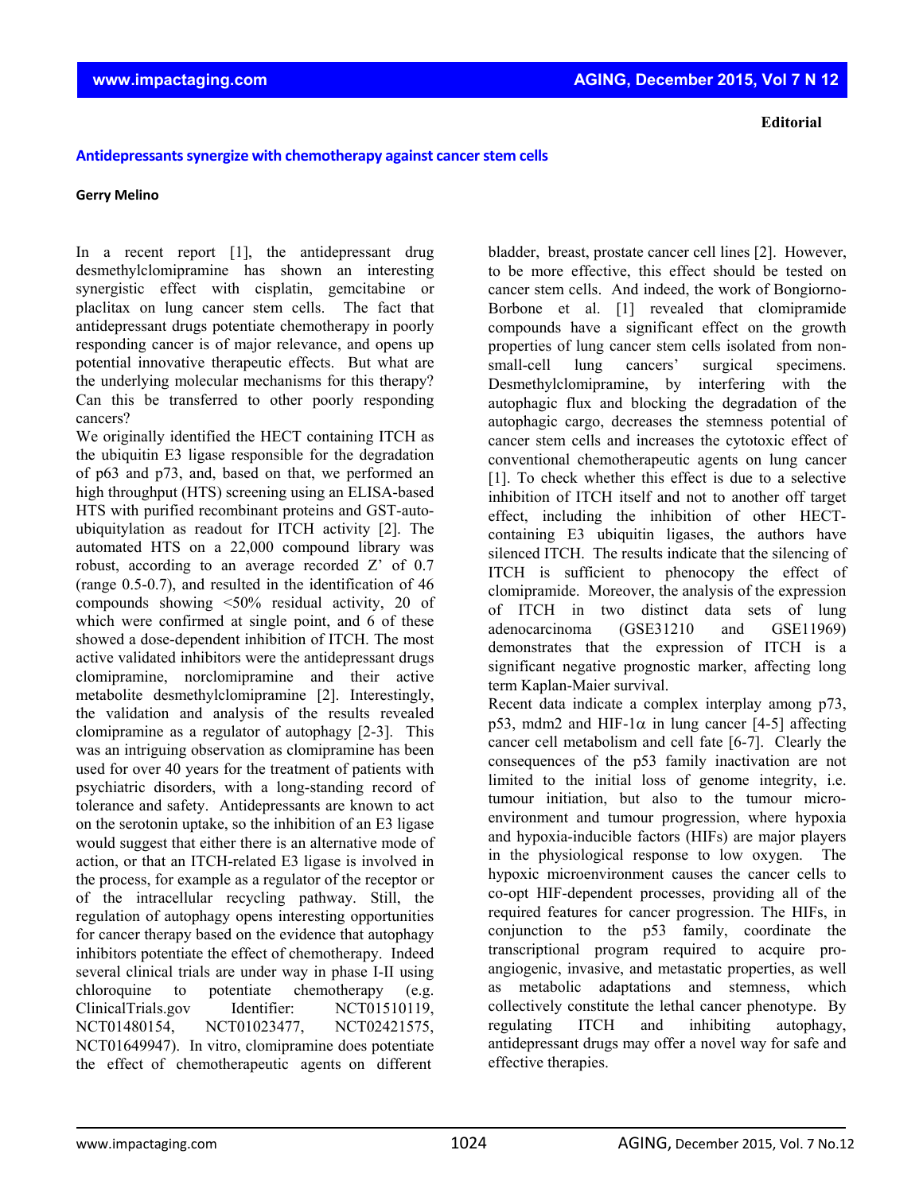**Editorial**

# Antidepressants synergize with chemotherapy against cancer stem cells

**Gerry Melino**

In a recent report [1], the antidepressant drug desmethylclomipramine has shown an interesting synergistic effect with cisplatin, gemcitabine or placlitax on lung cancer stem cells. The fact that antidepressant drugs potentiate chemotherapy in poorly responding cancer is of major relevance, and opens up potential innovative therapeutic effects. But what are the underlying molecular mechanisms for this therapy? Can this be transferred to other poorly responding cancers?

We originally identified the HECT containing ITCH as the ubiquitin E3 ligase responsible for the degradation of p63 and p73, and, based on that, we performed an high throughput (HTS) screening using an ELISA-based HTS with purified recombinant proteins and GST-auto-ubiquitylation as readout for ITCH activity [2]. The automated HTS on a 22,000 compound library was robust, according to an average recorded Z' of 0.7 (range 0.5-0.7), and resulted in the identification of 46 compounds showing <50% residual activity, 20 of which were confirmed at single point, and 6 of these showed a dose-dependent inhibition of ITCH. The most active validated inhibitors were the antidepressant drugs clomipramine, norclomipramine and their active metabolite desmethylclomipramine [2]. Interestingly, the validation and analysis of the results revealed clomipramine as a regulator of autophagy [2-3]. This was an intriguing observation as clomipramine has been used for over 40 years for the treatment of patients with psychiatric disorders, with a long-standing record of tolerance and safety. Antidepressants are known to act on the serotonin uptake, so the inhibition of an E3 ligase would suggest that either there is an alternative mode of action, or that an ITCH-related E3 ligase is involved in the process, for example as a regulator of the receptor or of the intracellular recycling pathway. Still, the regulation of autophagy opens interesting opportunities for cancer therapy based on the evidence that autophagy inhibitors potentiate the effect of chemotherapy. Indeed several clinical trials are under way in phase I-II using chloroquine to potentiate chemotherapy (e.g. ClinicalTrials.gov Identifier: NCT01510119, NCT01480154, NCT01023477, NCT02421575, NCT01649947). In vitro, clomipramine does potentiate the effect of chemotherapeutic agents on different bladder, breast, prostate cancer cell lines [2]. However, to be more effective, this effect should be tested on cancer stem cells. And indeed, the work of Bongiorno-Borbone et al. [1] revealed that clomipramide compounds have a significant effect on the growth properties of lung cancer stem cells isolated from non-small-cell lung cancers' surgical specimens. Desmethylclomipramine, by interfering with the autophagic flux and blocking the degradation of the autophagic cargo, decreases the stemness potential of cancer stem cells and increases the cytotoxic effect of conventional chemotherapeutic agents on lung cancer [1]. To check whether this effect is due to a selective inhibition of ITCH itself and not to another off target effect, including the inhibition of other HECT-containing E3 ubiquitin ligases, the authors have silenced ITCH. The results indicate that the silencing of ITCH is sufficient to phenocopy the effect of clomipramide. Moreover, the analysis of the expression of ITCH in two distinct data sets of lung adenocarcinoma (GSE31210 and GSE11969) demonstrates that the expression of ITCH is a significant negative prognostic marker, affecting long term Kaplan-Maier survival.

Recent data indicate a complex interplay among p73, p53, mdm2 and HIF-1$\alpha$ in lung cancer [4-5] affecting cancer cell metabolism and cell fate [6-7]. Clearly the consequences of the p53 family inactivation are not limited to the initial loss of genome integrity, i.e. tumour initiation, but also to the tumour micro-environment and tumour progression, where hypoxia and hypoxia-inducible factors (HIFs) are major players in the physiological response to low oxygen. The hypoxic microenvironment causes the cancer cells to co-opt HIF-dependent processes, providing all of the required features for cancer progression. The HIFs, in conjunction to the p53 family, coordinate the transcriptional program required to acquire pro-angiogenic, invasive, and metastatic properties, as well as metabolic adaptations and stemness, which collectively constitute the lethal cancer phenotype. By regulating ITCH and inhibiting autophagy, antidepressant drugs may offer a novel way for safe and effective therapies.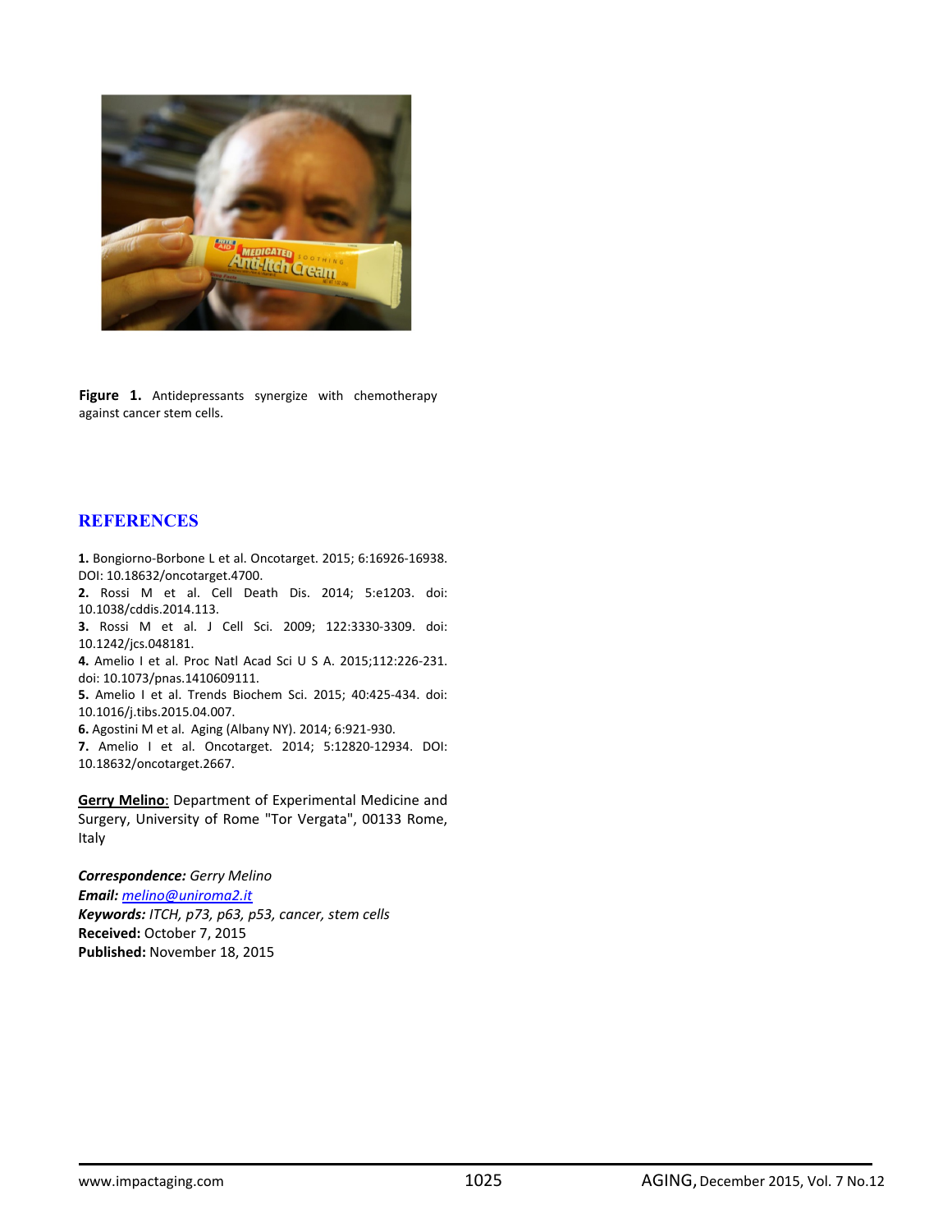**Figure 1.** Antidepressants synergize with chemotherapy against cancer stem cells.

## REFERENCES

**1.** Bongiorno-Borbone L et al. Oncotarget. 2015; 6:16926-16938. DOI: 10.18632/oncotarget.4700.

**2.** Rossi M et al. Cell Death Dis. 2014; 5:e1203. doi: 10.1038/cddis.2014.113.

**3.** Rossi M et al. J Cell Sci. 2009; 122:3330-3309. doi: 10.1242/jcs.048181.

**4.** Amelio I et al. Proc Natl Acad Sci U S A. 2015;112:226-231. doi: 10.1073/pnas.1410609111.

**5.** Amelio I et al. Trends Biochem Sci. 2015; 40:425-434. doi: 10.1016/j.tibs.2015.04.007.

**6.** Agostini M et al. Aging (Albany NY). 2014; 6:921-930.

**7.** Amelio I et al. Oncotarget. 2014; 5:12820-12934. DOI: 10.18632/oncotarget.2667.

**Gerry Melino**: Department of Experimental Medicine and Surgery, University of Rome "Tor Vergata", 00133 Rome, Italy

***Correspondence:*** *Gerry Melino*
***Email:*** *melino@uniroma2.it*
***Keywords:*** *ITCH, p73, p63, p53, cancer, stem cells*
**Received:** October 7, 2015
**Published:** November 18, 2015